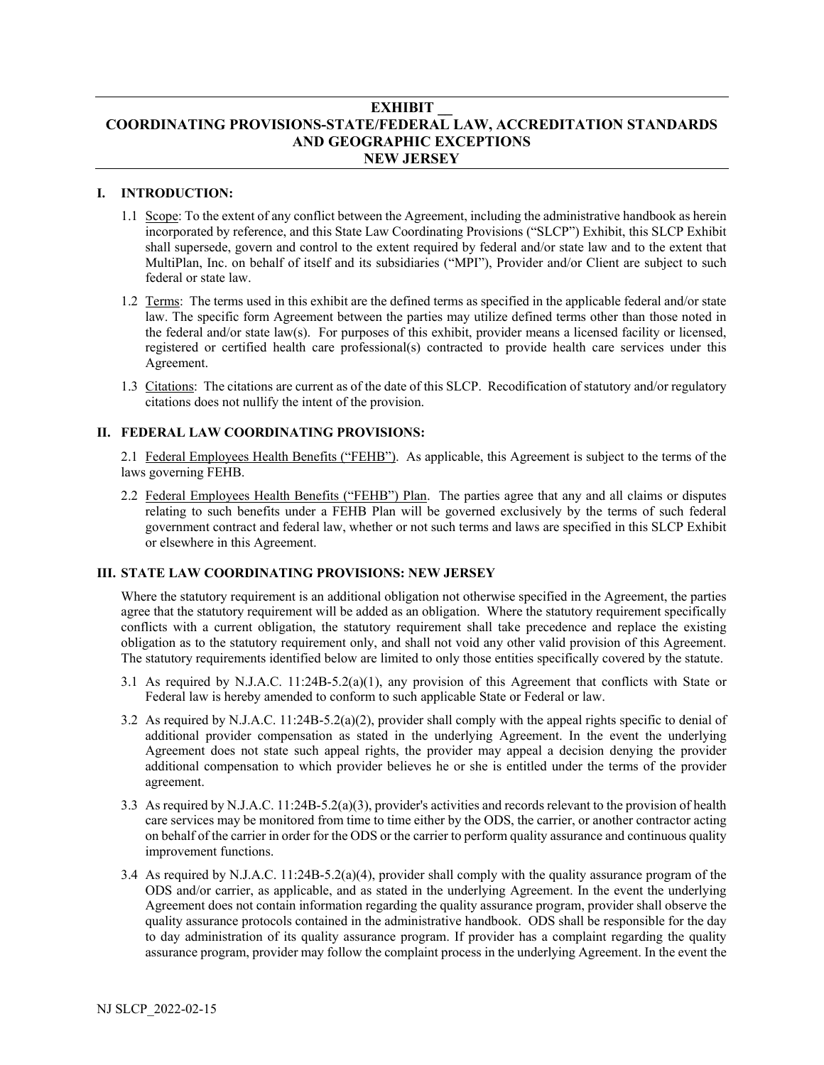# EXHIBIT __
# COORDINATING PROVISIONS-STATE/FEDERAL LAW, ACCREDITATION STANDARDS AND GEOGRAPHIC EXCEPTIONS
# NEW JERSEY

## I. INTRODUCTION:

1.1 Scope: To the extent of any conflict between the Agreement, including the administrative handbook as herein incorporated by reference, and this State Law Coordinating Provisions ("SLCP") Exhibit, this SLCP Exhibit shall supersede, govern and control to the extent required by federal and/or state law and to the extent that MultiPlan, Inc. on behalf of itself and its subsidiaries ("MPI"), Provider and/or Client are subject to such federal or state law.

1.2 Terms: The terms used in this exhibit are the defined terms as specified in the applicable federal and/or state law. The specific form Agreement between the parties may utilize defined terms other than those noted in the federal and/or state law(s). For purposes of this exhibit, provider means a licensed facility or licensed, registered or certified health care professional(s) contracted to provide health care services under this Agreement.

1.3 Citations: The citations are current as of the date of this SLCP. Recodification of statutory and/or regulatory citations does not nullify the intent of the provision.

## II. FEDERAL LAW COORDINATING PROVISIONS:

2.1 Federal Employees Health Benefits ("FEHB"). As applicable, this Agreement is subject to the terms of the laws governing FEHB.

2.2 Federal Employees Health Benefits ("FEHB") Plan. The parties agree that any and all claims or disputes relating to such benefits under a FEHB Plan will be governed exclusively by the terms of such federal government contract and federal law, whether or not such terms and laws are specified in this SLCP Exhibit or elsewhere in this Agreement.

## III. STATE LAW COORDINATING PROVISIONS: NEW JERSEY

Where the statutory requirement is an additional obligation not otherwise specified in the Agreement, the parties agree that the statutory requirement will be added as an obligation. Where the statutory requirement specifically conflicts with a current obligation, the statutory requirement shall take precedence and replace the existing obligation as to the statutory requirement only, and shall not void any other valid provision of this Agreement. The statutory requirements identified below are limited to only those entities specifically covered by the statute.

3.1 As required by N.J.A.C. 11:24B-5.2(a)(1), any provision of this Agreement that conflicts with State or Federal law is hereby amended to conform to such applicable State or Federal or law.

3.2 As required by N.J.A.C. 11:24B-5.2(a)(2), provider shall comply with the appeal rights specific to denial of additional provider compensation as stated in the underlying Agreement. In the event the underlying Agreement does not state such appeal rights, the provider may appeal a decision denying the provider additional compensation to which provider believes he or she is entitled under the terms of the provider agreement.

3.3 As required by N.J.A.C. 11:24B-5.2(a)(3), provider's activities and records relevant to the provision of health care services may be monitored from time to time either by the ODS, the carrier, or another contractor acting on behalf of the carrier in order for the ODS or the carrier to perform quality assurance and continuous quality improvement functions.

3.4 As required by N.J.A.C. 11:24B-5.2(a)(4), provider shall comply with the quality assurance program of the ODS and/or carrier, as applicable, and as stated in the underlying Agreement. In the event the underlying Agreement does not contain information regarding the quality assurance program, provider shall observe the quality assurance protocols contained in the administrative handbook. ODS shall be responsible for the day to day administration of its quality assurance program. If provider has a complaint regarding the quality assurance program, provider may follow the complaint process in the underlying Agreement. In the event the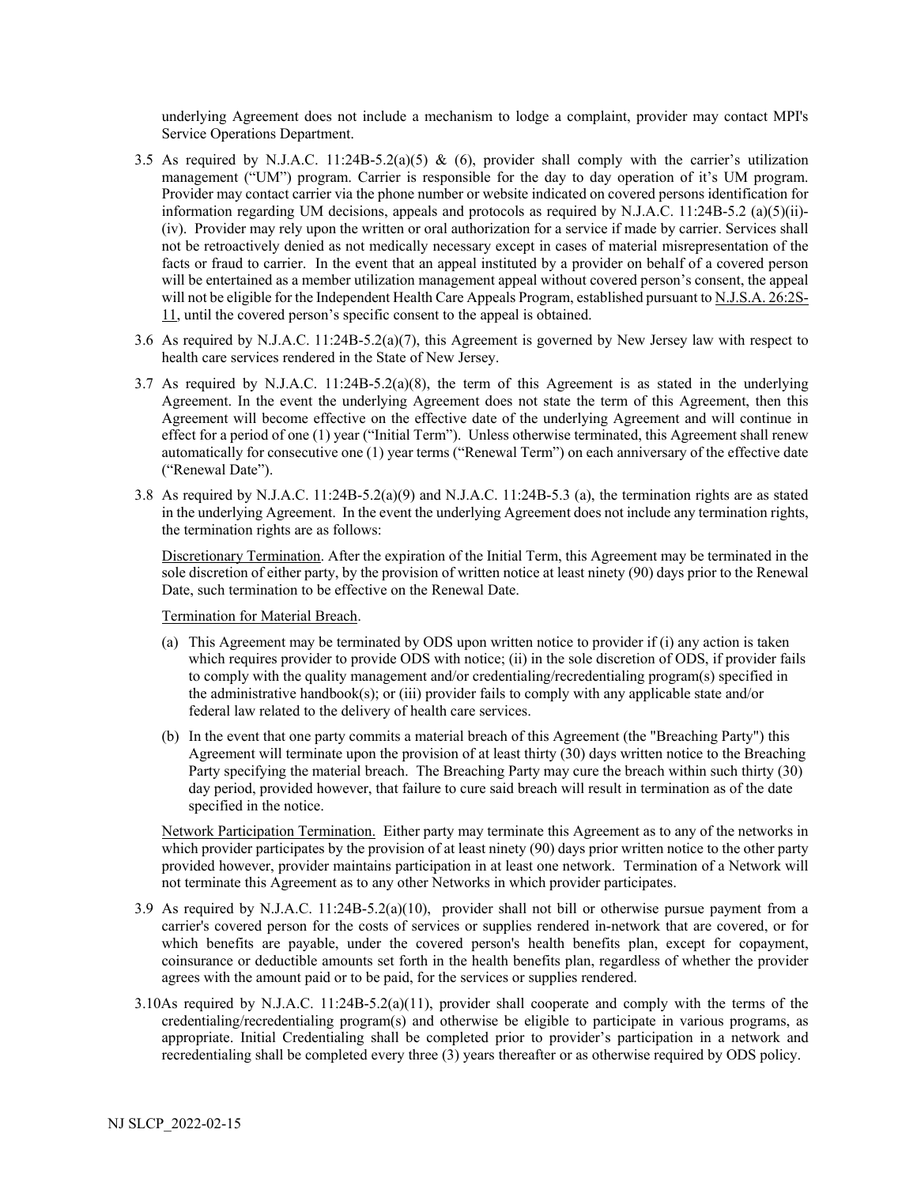underlying Agreement does not include a mechanism to lodge a complaint, provider may contact MPI's Service Operations Department.

3.5 As required by N.J.A.C. 11:24B-5.2(a)(5) & (6), provider shall comply with the carrier's utilization management ("UM") program. Carrier is responsible for the day to day operation of it's UM program. Provider may contact carrier via the phone number or website indicated on covered persons identification for information regarding UM decisions, appeals and protocols as required by N.J.A.C. 11:24B-5.2 (a)(5)(ii)-(iv). Provider may rely upon the written or oral authorization for a service if made by carrier. Services shall not be retroactively denied as not medically necessary except in cases of material misrepresentation of the facts or fraud to carrier. In the event that an appeal instituted by a provider on behalf of a covered person will be entertained as a member utilization management appeal without covered person's consent, the appeal will not be eligible for the Independent Health Care Appeals Program, established pursuant to N.J.S.A. 26:2S-11, until the covered person's specific consent to the appeal is obtained.

3.6 As required by N.J.A.C. 11:24B-5.2(a)(7), this Agreement is governed by New Jersey law with respect to health care services rendered in the State of New Jersey.

3.7 As required by N.J.A.C. 11:24B-5.2(a)(8), the term of this Agreement is as stated in the underlying Agreement. In the event the underlying Agreement does not state the term of this Agreement, then this Agreement will become effective on the effective date of the underlying Agreement and will continue in effect for a period of one (1) year ("Initial Term"). Unless otherwise terminated, this Agreement shall renew automatically for consecutive one (1) year terms ("Renewal Term") on each anniversary of the effective date ("Renewal Date").

3.8 As required by N.J.A.C. 11:24B-5.2(a)(9) and N.J.A.C. 11:24B-5.3 (a), the termination rights are as stated in the underlying Agreement. In the event the underlying Agreement does not include any termination rights, the termination rights are as follows:

Discretionary Termination. After the expiration of the Initial Term, this Agreement may be terminated in the sole discretion of either party, by the provision of written notice at least ninety (90) days prior to the Renewal Date, such termination to be effective on the Renewal Date.

Termination for Material Breach.

(a) This Agreement may be terminated by ODS upon written notice to provider if (i) any action is taken which requires provider to provide ODS with notice; (ii) in the sole discretion of ODS, if provider fails to comply with the quality management and/or credentialing/recredentialing program(s) specified in the administrative handbook(s); or (iii) provider fails to comply with any applicable state and/or federal law related to the delivery of health care services.

(b) In the event that one party commits a material breach of this Agreement (the "Breaching Party") this Agreement will terminate upon the provision of at least thirty (30) days written notice to the Breaching Party specifying the material breach. The Breaching Party may cure the breach within such thirty (30) day period, provided however, that failure to cure said breach will result in termination as of the date specified in the notice.

Network Participation Termination. Either party may terminate this Agreement as to any of the networks in which provider participates by the provision of at least ninety (90) days prior written notice to the other party provided however, provider maintains participation in at least one network. Termination of a Network will not terminate this Agreement as to any other Networks in which provider participates.

3.9 As required by N.J.A.C. 11:24B-5.2(a)(10), provider shall not bill or otherwise pursue payment from a carrier's covered person for the costs of services or supplies rendered in-network that are covered, or for which benefits are payable, under the covered person's health benefits plan, except for copayment, coinsurance or deductible amounts set forth in the health benefits plan, regardless of whether the provider agrees with the amount paid or to be paid, for the services or supplies rendered.

3.10 As required by N.J.A.C. 11:24B-5.2(a)(11), provider shall cooperate and comply with the terms of the credentialing/recredentialing program(s) and otherwise be eligible to participate in various programs, as appropriate. Initial Credentialing shall be completed prior to provider's participation in a network and recredentialing shall be completed every three (3) years thereafter or as otherwise required by ODS policy.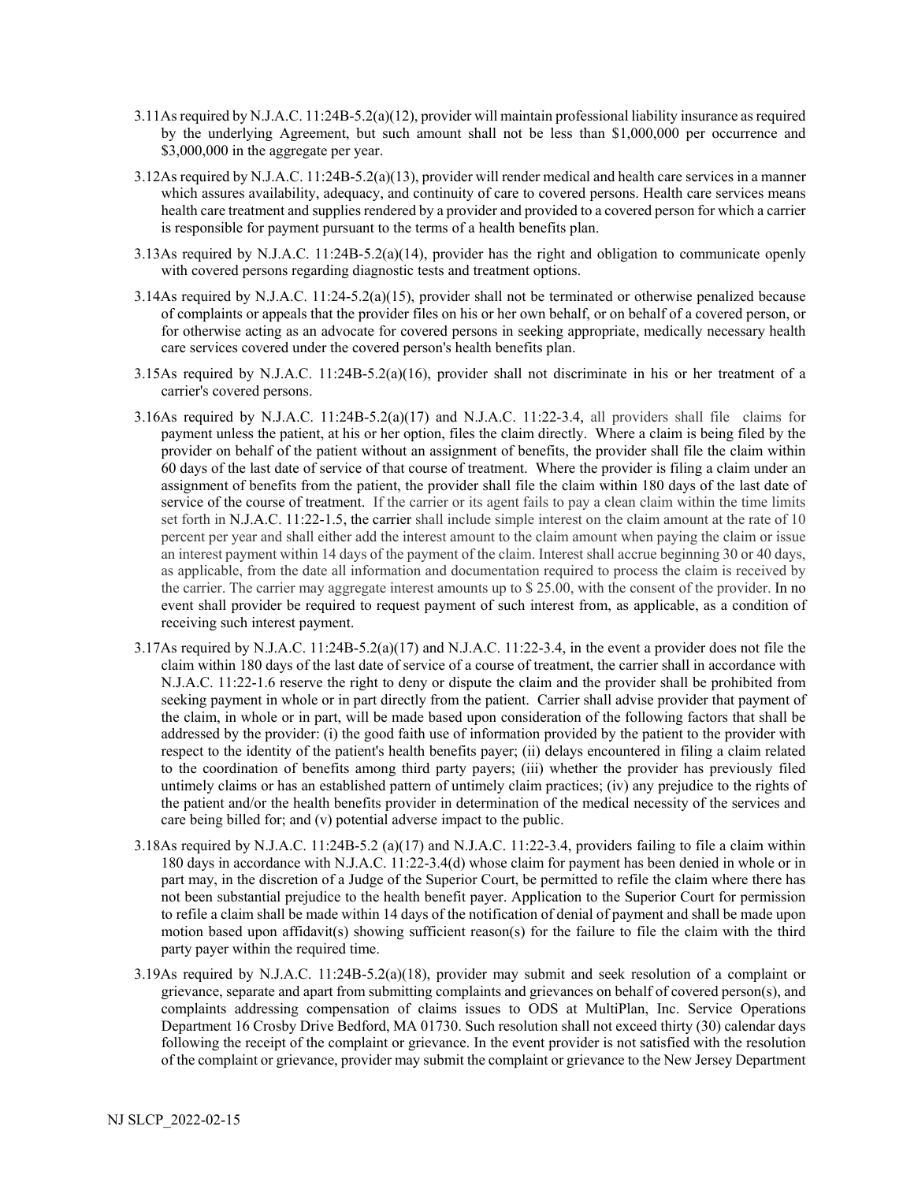3.11 As required by N.J.A.C. 11:24B-5.2(a)(12), provider will maintain professional liability insurance as required by the underlying Agreement, but such amount shall not be less than $1,000,000 per occurrence and $3,000,000 in the aggregate per year.

3.12 As required by N.J.A.C. 11:24B-5.2(a)(13), provider will render medical and health care services in a manner which assures availability, adequacy, and continuity of care to covered persons. Health care services means health care treatment and supplies rendered by a provider and provided to a covered person for which a carrier is responsible for payment pursuant to the terms of a health benefits plan.

3.13 As required by N.J.A.C. 11:24B-5.2(a)(14), provider has the right and obligation to communicate openly with covered persons regarding diagnostic tests and treatment options.

3.14 As required by N.J.A.C. 11:24-5.2(a)(15), provider shall not be terminated or otherwise penalized because of complaints or appeals that the provider files on his or her own behalf, or on behalf of a covered person, or for otherwise acting as an advocate for covered persons in seeking appropriate, medically necessary health care services covered under the covered person's health benefits plan.

3.15 As required by N.J.A.C. 11:24B-5.2(a)(16), provider shall not discriminate in his or her treatment of a carrier's covered persons.

3.16 As required by N.J.A.C. 11:24B-5.2(a)(17) and N.J.A.C. 11:22-3.4, all providers shall file claims for payment unless the patient, at his or her option, files the claim directly. Where a claim is being filed by the provider on behalf of the patient without an assignment of benefits, the provider shall file the claim within 60 days of the last date of service of that course of treatment. Where the provider is filing a claim under an assignment of benefits from the patient, the provider shall file the claim within 180 days of the last date of service of the course of treatment. If the carrier or its agent fails to pay a clean claim within the time limits set forth in N.J.A.C. 11:22-1.5, the carrier shall include simple interest on the claim amount at the rate of 10 percent per year and shall either add the interest amount to the claim amount when paying the claim or issue an interest payment within 14 days of the payment of the claim. Interest shall accrue beginning 30 or 40 days, as applicable, from the date all information and documentation required to process the claim is received by the carrier. The carrier may aggregate interest amounts up to $ 25.00, with the consent of the provider. In no event shall provider be required to request payment of such interest from, as applicable, as a condition of receiving such interest payment.

3.17 As required by N.J.A.C. 11:24B-5.2(a)(17) and N.J.A.C. 11:22-3.4, in the event a provider does not file the claim within 180 days of the last date of service of a course of treatment, the carrier shall in accordance with N.J.A.C. 11:22-1.6 reserve the right to deny or dispute the claim and the provider shall be prohibited from seeking payment in whole or in part directly from the patient. Carrier shall advise provider that payment of the claim, in whole or in part, will be made based upon consideration of the following factors that shall be addressed by the provider: (i) the good faith use of information provided by the patient to the provider with respect to the identity of the patient's health benefits payer; (ii) delays encountered in filing a claim related to the coordination of benefits among third party payers; (iii) whether the provider has previously filed untimely claims or has an established pattern of untimely claim practices; (iv) any prejudice to the rights of the patient and/or the health benefits provider in determination of the medical necessity of the services and care being billed for; and (v) potential adverse impact to the public.

3.18 As required by N.J.A.C. 11:24B-5.2 (a)(17) and N.J.A.C. 11:22-3.4, providers failing to file a claim within 180 days in accordance with N.J.A.C. 11:22-3.4(d) whose claim for payment has been denied in whole or in part may, in the discretion of a Judge of the Superior Court, be permitted to refile the claim where there has not been substantial prejudice to the health benefit payer. Application to the Superior Court for permission to refile a claim shall be made within 14 days of the notification of denial of payment and shall be made upon motion based upon affidavit(s) showing sufficient reason(s) for the failure to file the claim with the third party payer within the required time.

3.19 As required by N.J.A.C. 11:24B-5.2(a)(18), provider may submit and seek resolution of a complaint or grievance, separate and apart from submitting complaints and grievances on behalf of covered person(s), and complaints addressing compensation of claims issues to ODS at MultiPlan, Inc. Service Operations Department 16 Crosby Drive Bedford, MA 01730. Such resolution shall not exceed thirty (30) calendar days following the receipt of the complaint or grievance. In the event provider is not satisfied with the resolution of the complaint or grievance, provider may submit the complaint or grievance to the New Jersey Department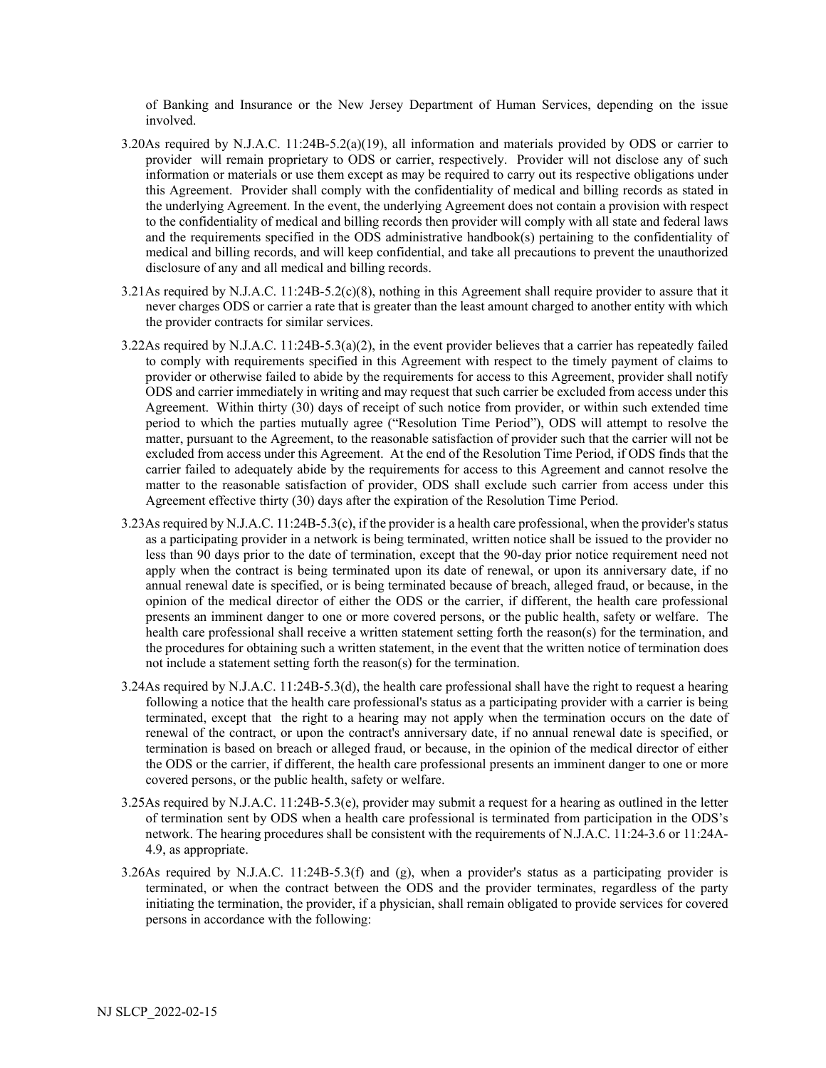of Banking and Insurance or the New Jersey Department of Human Services, depending on the issue involved.

3.20 As required by N.J.A.C. 11:24B-5.2(a)(19), all information and materials provided by ODS or carrier to provider will remain proprietary to ODS or carrier, respectively. Provider will not disclose any of such information or materials or use them except as may be required to carry out its respective obligations under this Agreement. Provider shall comply with the confidentiality of medical and billing records as stated in the underlying Agreement. In the event, the underlying Agreement does not contain a provision with respect to the confidentiality of medical and billing records then provider will comply with all state and federal laws and the requirements specified in the ODS administrative handbook(s) pertaining to the confidentiality of medical and billing records, and will keep confidential, and take all precautions to prevent the unauthorized disclosure of any and all medical and billing records.

3.21 As required by N.J.A.C. 11:24B-5.2(c)(8), nothing in this Agreement shall require provider to assure that it never charges ODS or carrier a rate that is greater than the least amount charged to another entity with which the provider contracts for similar services.

3.22 As required by N.J.A.C. 11:24B-5.3(a)(2), in the event provider believes that a carrier has repeatedly failed to comply with requirements specified in this Agreement with respect to the timely payment of claims to provider or otherwise failed to abide by the requirements for access to this Agreement, provider shall notify ODS and carrier immediately in writing and may request that such carrier be excluded from access under this Agreement. Within thirty (30) days of receipt of such notice from provider, or within such extended time period to which the parties mutually agree ("Resolution Time Period"), ODS will attempt to resolve the matter, pursuant to the Agreement, to the reasonable satisfaction of provider such that the carrier will not be excluded from access under this Agreement. At the end of the Resolution Time Period, if ODS finds that the carrier failed to adequately abide by the requirements for access to this Agreement and cannot resolve the matter to the reasonable satisfaction of provider, ODS shall exclude such carrier from access under this Agreement effective thirty (30) days after the expiration of the Resolution Time Period.

3.23 As required by N.J.A.C. 11:24B-5.3(c), if the provider is a health care professional, when the provider's status as a participating provider in a network is being terminated, written notice shall be issued to the provider no less than 90 days prior to the date of termination, except that the 90-day prior notice requirement need not apply when the contract is being terminated upon its date of renewal, or upon its anniversary date, if no annual renewal date is specified, or is being terminated because of breach, alleged fraud, or because, in the opinion of the medical director of either the ODS or the carrier, if different, the health care professional presents an imminent danger to one or more covered persons, or the public health, safety or welfare. The health care professional shall receive a written statement setting forth the reason(s) for the termination, and the procedures for obtaining such a written statement, in the event that the written notice of termination does not include a statement setting forth the reason(s) for the termination.

3.24 As required by N.J.A.C. 11:24B-5.3(d), the health care professional shall have the right to request a hearing following a notice that the health care professional's status as a participating provider with a carrier is being terminated, except that the right to a hearing may not apply when the termination occurs on the date of renewal of the contract, or upon the contract's anniversary date, if no annual renewal date is specified, or termination is based on breach or alleged fraud, or because, in the opinion of the medical director of either the ODS or the carrier, if different, the health care professional presents an imminent danger to one or more covered persons, or the public health, safety or welfare.

3.25 As required by N.J.A.C. 11:24B-5.3(e), provider may submit a request for a hearing as outlined in the letter of termination sent by ODS when a health care professional is terminated from participation in the ODS's network. The hearing procedures shall be consistent with the requirements of N.J.A.C. 11:24-3.6 or 11:24A-4.9, as appropriate.

3.26 As required by N.J.A.C. 11:24B-5.3(f) and (g), when a provider's status as a participating provider is terminated, or when the contract between the ODS and the provider terminates, regardless of the party initiating the termination, the provider, if a physician, shall remain obligated to provide services for covered persons in accordance with the following: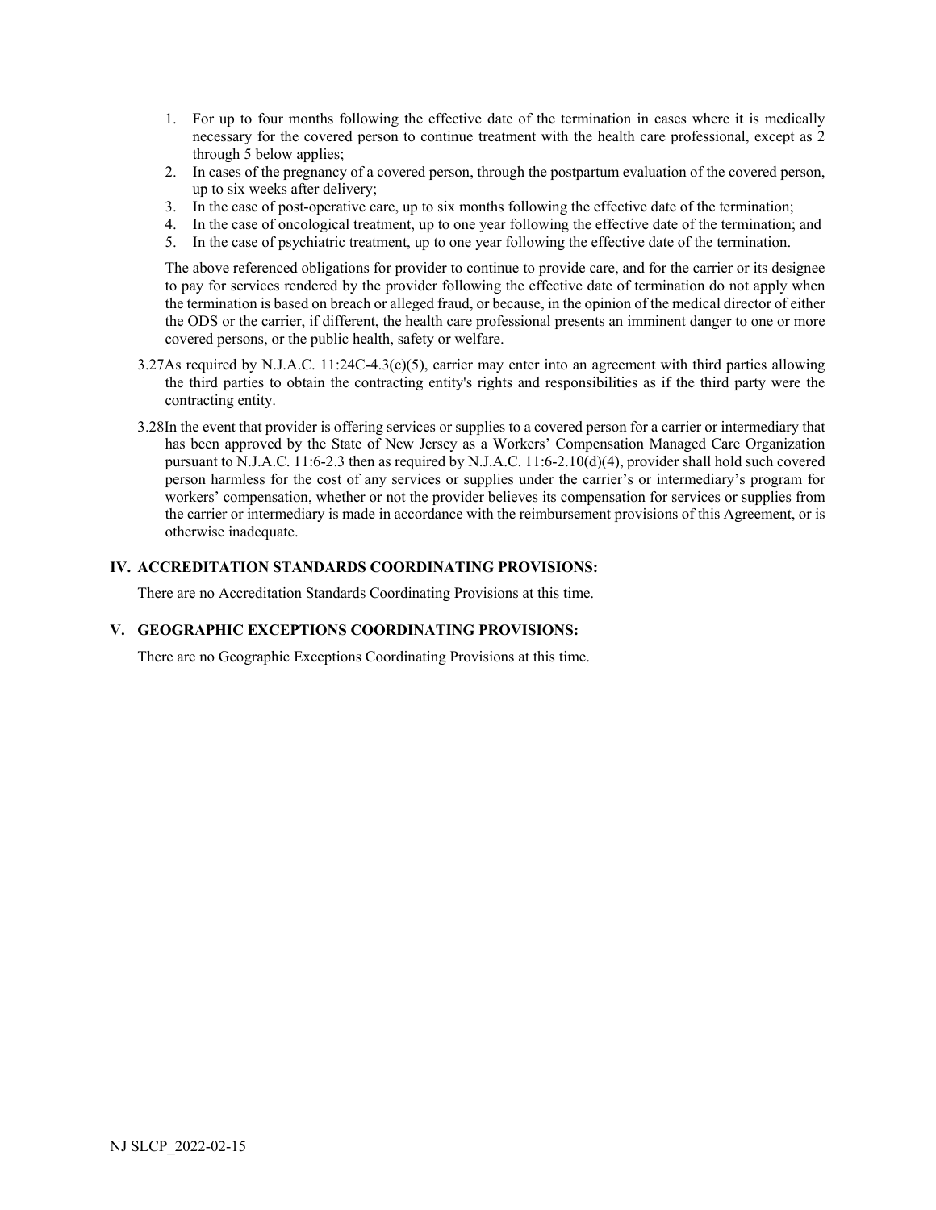1. For up to four months following the effective date of the termination in cases where it is medically necessary for the covered person to continue treatment with the health care professional, except as 2 through 5 below applies;
2. In cases of the pregnancy of a covered person, through the postpartum evaluation of the covered person, up to six weeks after delivery;
3. In the case of post-operative care, up to six months following the effective date of the termination;
4. In the case of oncological treatment, up to one year following the effective date of the termination; and
5. In the case of psychiatric treatment, up to one year following the effective date of the termination.

The above referenced obligations for provider to continue to provide care, and for the carrier or its designee to pay for services rendered by the provider following the effective date of termination do not apply when the termination is based on breach or alleged fraud, or because, in the opinion of the medical director of either the ODS or the carrier, if different, the health care professional presents an imminent danger to one or more covered persons, or the public health, safety or welfare.

3.27 As required by N.J.A.C. 11:24C-4.3(c)(5), carrier may enter into an agreement with third parties allowing the third parties to obtain the contracting entity's rights and responsibilities as if the third party were the contracting entity.

3.28 In the event that provider is offering services or supplies to a covered person for a carrier or intermediary that has been approved by the State of New Jersey as a Workers' Compensation Managed Care Organization pursuant to N.J.A.C. 11:6-2.3 then as required by N.J.A.C. 11:6-2.10(d)(4), provider shall hold such covered person harmless for the cost of any services or supplies under the carrier's or intermediary's program for workers' compensation, whether or not the provider believes its compensation for services or supplies from the carrier or intermediary is made in accordance with the reimbursement provisions of this Agreement, or is otherwise inadequate.

## IV. ACCREDITATION STANDARDS COORDINATING PROVISIONS:

There are no Accreditation Standards Coordinating Provisions at this time.

## V. GEOGRAPHIC EXCEPTIONS COORDINATING PROVISIONS:

There are no Geographic Exceptions Coordinating Provisions at this time.